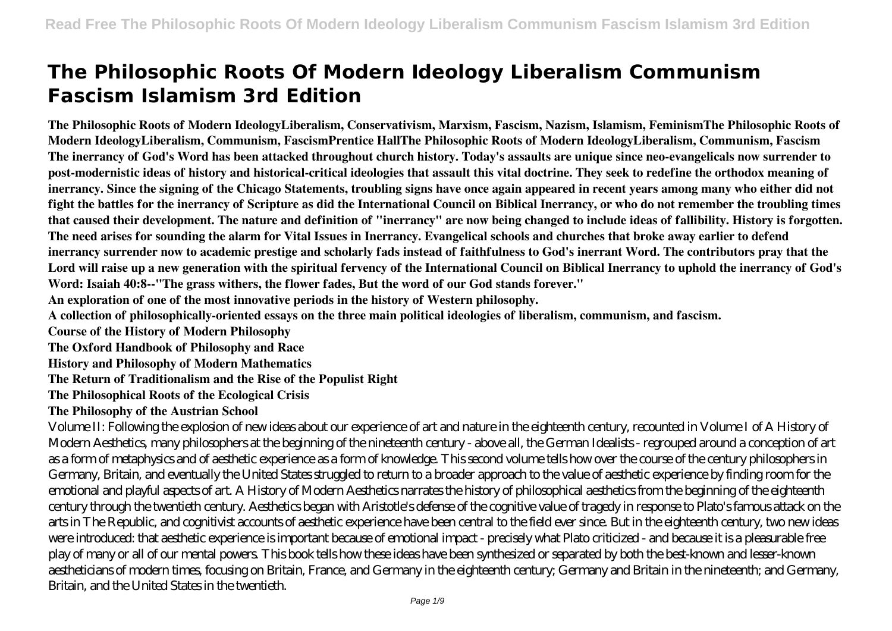# The Philosophic Roots Of Modern Ideology Liberalism Communism Fascism Islamism 3rd Edition

**The Philosophic Roots of Modern IdeologyLiberalism, Conservativism, Marxism, Fascism, Nazism, Islamism, FeminismThe Philosophic Roots of Modern IdeologyLiberalism, Communism, FascismPrentice HallThe Philosophic Roots of Modern IdeologyLiberalism, Communism, Fascism**

**The inerrancy of God's Word has been attacked throughout church history. Today's assaults are unique since neo-evangelicals now surrender to post-modernistic ideas of history and historical-critical ideologies that assault this vital doctrine. They seek to redefine the orthodox meaning of inerrancy. Since the signing of the Chicago Statements, troubling signs have once again appeared in recent years among many who either did not fight the battles for the inerrancy of Scripture as did the International Council on Biblical Inerrancy, or who do not remember the troubling times that caused their development. The nature and definition of "inerrancy" are now being changed to include ideas of fallibility. History is forgotten. The need arises for sounding the alarm for Vital Issues in Inerrancy. Evangelical schools and churches that broke away earlier to defend inerrancy surrender now to academic prestige and scholarly fads instead of faithfulness to God's inerrant Word. The contributors pray that the Lord will raise up a new generation with the spiritual fervency of the International Council on Biblical Inerrancy to uphold the inerrancy of God's Word: Isaiah 40:8--"The grass withers, the flower fades, But the word of our God stands forever."**

**An exploration of one of the most innovative periods in the history of Western philosophy.**

**A collection of philosophically-oriented essays on the three main political ideologies of liberalism, communism, and fascism.**

**Course of the History of Modern Philosophy**

**The Oxford Handbook of Philosophy and Race**

**History and Philosophy of Modern Mathematics**

**The Return of Traditionalism and the Rise of the Populist Right**

**The Philosophical Roots of the Ecological Crisis**

**The Philosophy of the Austrian School**

Volume II: Following the explosion of new ideas about our experience of art and nature in the eighteenth century, recounted in Volume I of A History of Modern Aesthetics, many philosophers at the beginning of the nineteenth century - above all, the German Idealists - regrouped around a conception of art as a form of metaphysics and of aesthetic experience as a form of knowledge. This second volume tells how over the course of the century philosophers in Germany, Britain, and eventually the United States struggled to return to a broader approach to the value of aesthetic experience by finding room for the emotional and playful aspects of art. A History of Modern Aesthetics narrates the history of philosophical aesthetics from the beginning of the eighteenth century through the twentieth century. Aesthetics began with Aristotle's defense of the cognitive value of tragedy in response to Plato's famous attack on the arts in The Republic, and cognitivist accounts of aesthetic experience have been central to the field ever since. But in the eighteenth century, two new ideas were introduced: that aesthetic experience is important because of emotional impact - precisely what Plato criticized - and because it is a pleasurable free play of many or all of our mental powers. This book tells how these ideas have been synthesized or separated by both the best-known and lesser-known aestheticians of modern times, focusing on Britain, France, and Germany in the eighteenth century; Germany and Britain in the nineteenth; and Germany, Britain, and the United States in the twentieth.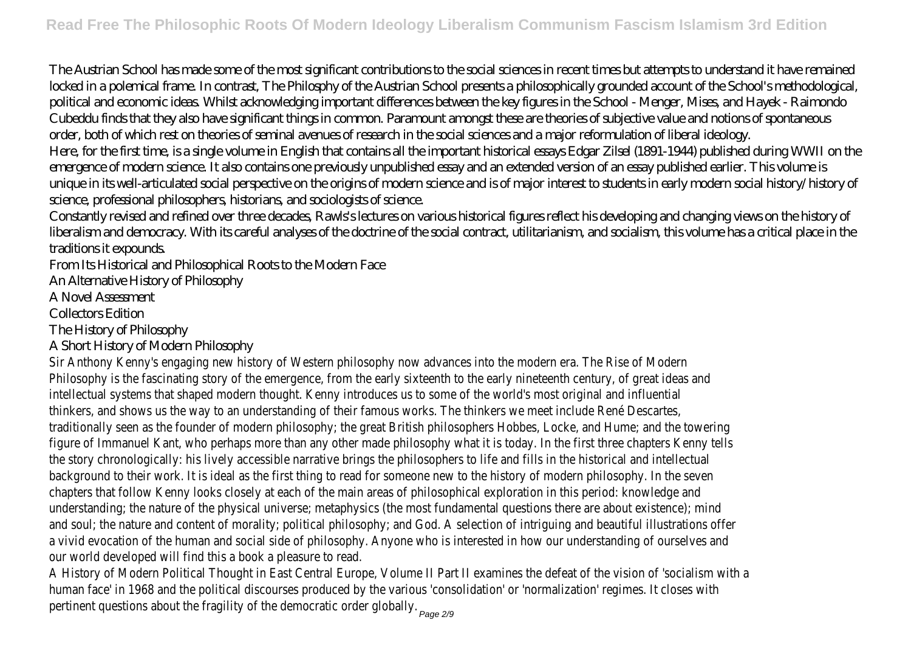The Austrian School has made some of the most significant contributions to the social sciences in recent times but attempts to understand it have remained locked in a polemical frame. In contrast, The Philosphy of the Austrian School presents a philosophically grounded account of the School's methodological, political and economic ideas. Whilst acknowledging important differences between the key figures in the School - Menger, Mises, and Hayek - Raimondo Cubeddu finds that they also have significant things in common. Paramount amongst these are theories of subjective value and notions of spontaneous order, both of which rest on theories of seminal avenues of research in the social sciences and a major reformulation of liberal ideology.

Here, for the first time, is a single volume in English that contains all the important historical essays Edgar Zilsel (1891-1944) published during WWII on the emergence of modern science. It also contains one previously unpublished essay and an extended version of an essay published earlier. This volume is unique in its well-articulated social perspective on the origins of modern science and is of major interest to students in early modern social history/history of science, professional philosophers, historians, and sociologists of science.

Constantly revised and refined over three decades, Rawls's lectures on various historical figures reflect his developing and changing views on the history of liberalism and democracy. With its careful analyses of the doctrine of the social contract, utilitarianism, and socialism, this volume has a critical place in the traditions it expounds.

From Its Historical and Philosophical Roots to the Modern Face

An Alternative History of Philosophy

A Novel Assessment

Collectors Edition

The History of Philosophy

A Short History of Modern Philosophy

Sir Anthony Kenny's engaging new history of Western philosophy now advances into the modern era. The Rise of Modern Philosophy is the fascinating story of the emergence, from the early sixteenth to the early nineteenth century, of great ideas and intellectual systems that shaped modern thought. Kenny introduces us to some of the world's most original and influential thinkers, and shows us the way to an understanding of their famous works. The thinkers we meet include René Descartes, traditionally seen as the founder of modern philosophy; the great British philosophers Hobbes, Locke, and Hume; and the towering figure of Immanuel Kant, who perhaps more than any other made philosophy what it is today. In the first three chapters Kenny tells the story chronologically: his lively accessible narrative brings the philosophers to life and fills in the historical and intellectual background to their work. It is ideal as the first thing to read for someone new to the history of modern philosophy. In the seven chapters that follow Kenny looks closely at each of the main areas of philosophical exploration in this period: knowledge and understanding; the nature of the physical universe; metaphysics (the most fundamental questions there are about existence); mind and soul; the nature and content of morality; political philosophy; and God. A selection of intriguing and beautiful illustrations offer a vivid evocation of the human and social side of philosophy. Anyone who is interested in how our understanding of ourselves and our world developed will find this a book a pleasure to read.

A History of Modern Political Thought in East Central Europe, Volume II Part II examines the defeat of the vision of 'socialism with a human face' in 1968 and the political discourses produced by the various 'consolidation' or 'normalization' regimes. It closes with pertinent questions about the fragility of the democratic order globally.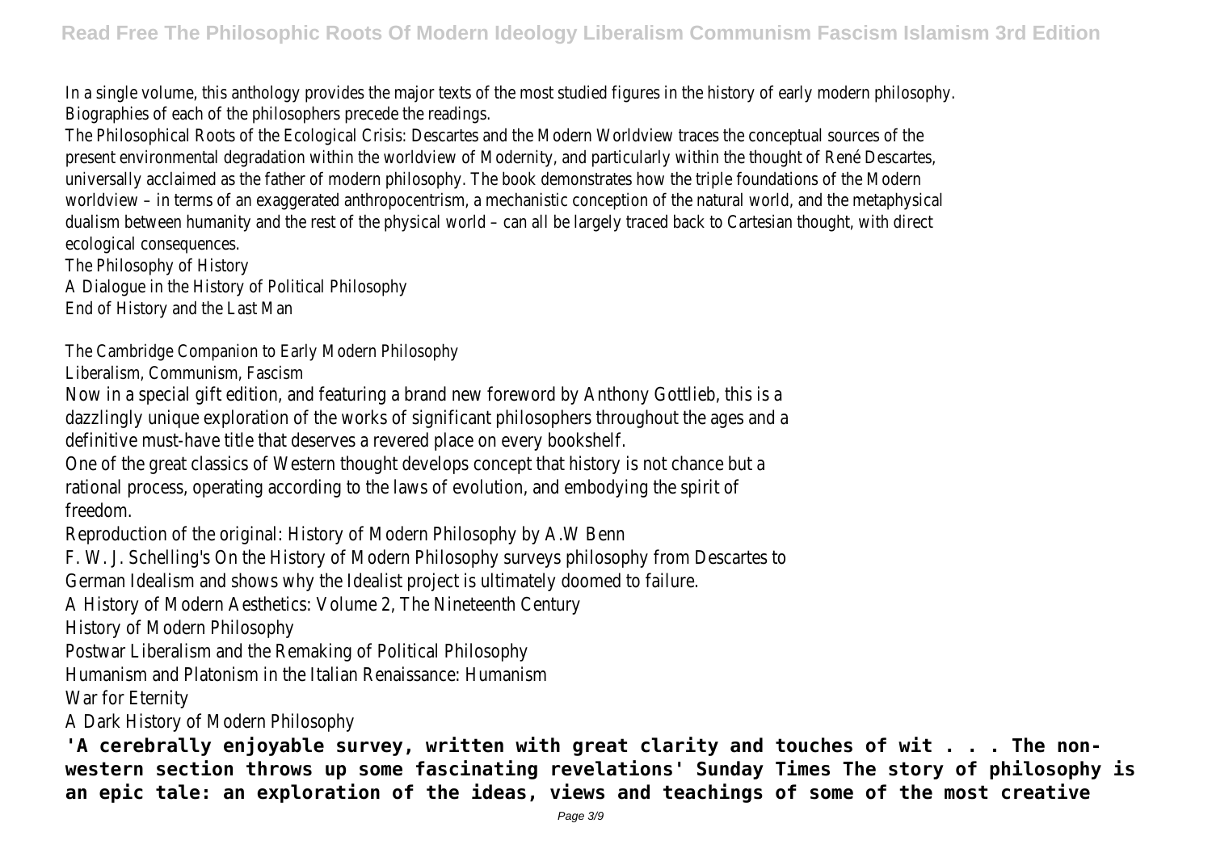In a single volume, this anthology provides the major texts of the most studied figures in the history of early modern philosophy. Biographies of each of the philosophers precede the readings.

The Philosophical Roots of the Ecological Crisis: Descartes and the Modern Worldview traces the conceptual sources of the present environmental degradation within the worldview of Modernity, and particularly within the thought of René Descartes, universally acclaimed as the father of modern philosophy. The book demonstrates how the triple foundations of the Modern worldview – in terms of an exaggerated anthropocentrism, a mechanistic conception of the natural world, and the metaphysical dualism between humanity and the rest of the physical world – can all be largely traced back to Cartesian thought, with direct ecological consequences.

The Philosophy of History

A Dialogue in the History of Political Philosophy

End of History and the Last Man

The Cambridge Companion to Early Modern Philosophy

Liberalism, Communism, Fascism

Now in a special gift edition, and featuring a brand new foreword by Anthony Gottlieb, this is a dazzlingly unique exploration of the works of significant philosophers throughout the ages and a definitive must-have title that deserves a revered place on every bookshelf.

One of the great classics of Western thought develops concept that history is not chance but a rational process, operating according to the laws of evolution, and embodying the spirit of freedom.

Reproduction of the original: History of Modern Philosophy by A.W Benn

F. W. J. Schelling's On the History of Modern Philosophy surveys philosophy from Descartes to German Idealism and shows why the Idealist project is ultimately doomed to failure.

A History of Modern Aesthetics: Volume 2, The Nineteenth Century

History of Modern Philosophy

Postwar Liberalism and the Remaking of Political Philosophy

Humanism and Platonism in the Italian Renaissance: Humanism

War for Eternity

A Dark History of Modern Philosophy

**'A cerebrally enjoyable survey, written with great clarity and touches of wit . . . The non-western section throws up some fascinating revelations' Sunday Times The story of philosophy is an epic tale: an exploration of the ideas, views and teachings of some of the most creative**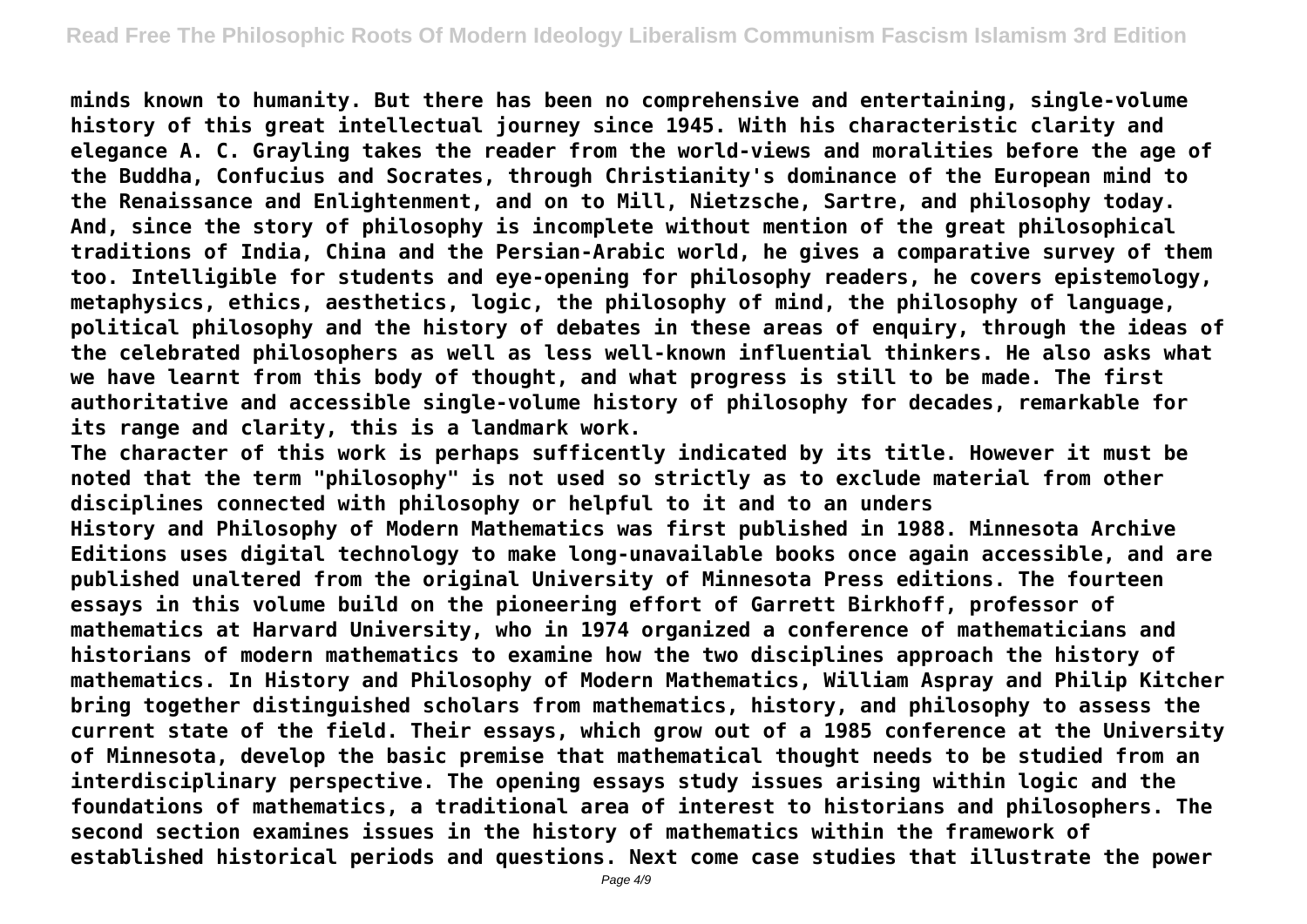**minds known to humanity. But there has been no comprehensive and entertaining, single-volume history of this great intellectual journey since 1945. With his characteristic clarity and elegance A. C. Grayling takes the reader from the world-views and moralities before the age of the Buddha, Confucius and Socrates, through Christianity's dominance of the European mind to the Renaissance and Enlightenment, and on to Mill, Nietzsche, Sartre, and philosophy today. And, since the story of philosophy is incomplete without mention of the great philosophical traditions of India, China and the Persian-Arabic world, he gives a comparative survey of them too. Intelligible for students and eye-opening for philosophy readers, he covers epistemology, metaphysics, ethics, aesthetics, logic, the philosophy of mind, the philosophy of language, political philosophy and the history of debates in these areas of enquiry, through the ideas of the celebrated philosophers as well as less well-known influential thinkers. He also asks what we have learnt from this body of thought, and what progress is still to be made. The first authoritative and accessible single-volume history of philosophy for decades, remarkable for its range and clarity, this is a landmark work.**

**The character of this work is perhaps sufficently indicated by its title. However it must be noted that the term "philosophy" is not used so strictly as to exclude material from other disciplines connected with philosophy or helpful to it and to an unders**

**History and Philosophy of Modern Mathematics was first published in 1988. Minnesota Archive Editions uses digital technology to make long-unavailable books once again accessible, and are published unaltered from the original University of Minnesota Press editions. The fourteen essays in this volume build on the pioneering effort of Garrett Birkhoff, professor of mathematics at Harvard University, who in 1974 organized a conference of mathematicians and historians of modern mathematics to examine how the two disciplines approach the history of mathematics. In History and Philosophy of Modern Mathematics, William Aspray and Philip Kitcher bring together distinguished scholars from mathematics, history, and philosophy to assess the current state of the field. Their essays, which grow out of a 1985 conference at the University of Minnesota, develop the basic premise that mathematical thought needs to be studied from an interdisciplinary perspective. The opening essays study issues arising within logic and the foundations of mathematics, a traditional area of interest to historians and philosophers. The second section examines issues in the history of mathematics within the framework of established historical periods and questions. Next come case studies that illustrate the power**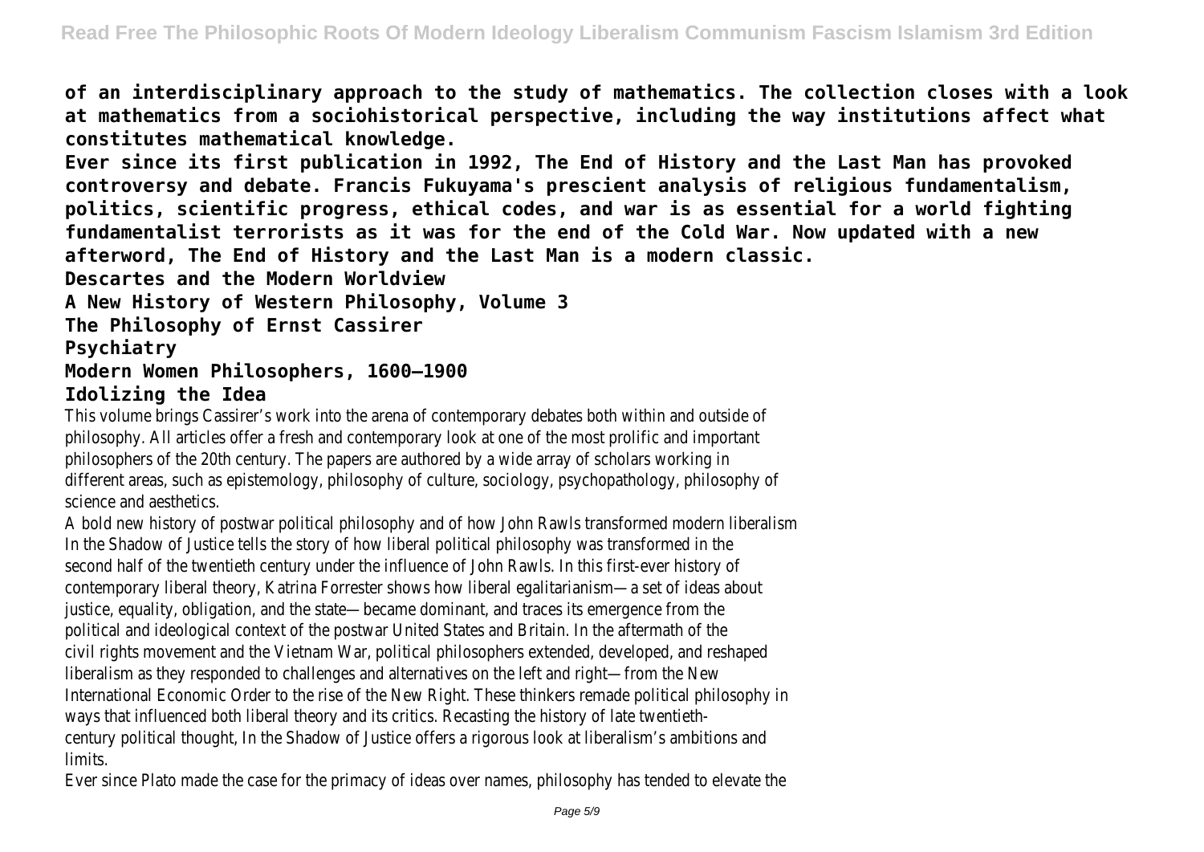**of an interdisciplinary approach to the study of mathematics. The collection closes with a look at mathematics from a sociohistorical perspective, including the way institutions affect what constitutes mathematical knowledge.**

**Ever since its first publication in 1992, The End of History and the Last Man has provoked controversy and debate. Francis Fukuyama's prescient analysis of religious fundamentalism, politics, scientific progress, ethical codes, and war is as essential for a world fighting fundamentalist terrorists as it was for the end of the Cold War. Now updated with a new afterword, The End of History and the Last Man is a modern classic.**

**Descartes and the Modern Worldview**

**A New History of Western Philosophy, Volume 3**

**The Philosophy of Ernst Cassirer**

**Psychiatry**

**Modern Women Philosophers, 1600–1900**

**Idolizing the Idea**

This volume brings Cassirer's work into the arena of contemporary debates both within and outside of philosophy. All articles offer a fresh and contemporary look at one of the most prolific and important philosophers of the 20th century. The papers are authored by a wide array of scholars working in different areas, such as epistemology, philosophy of culture, sociology, psychopathology, philosophy of science and aesthetics.

A bold new history of postwar political philosophy and of how John Rawls transformed modern liberalism In the Shadow of Justice tells the story of how liberal political philosophy was transformed in the second half of the twentieth century under the influence of John Rawls. In this first-ever history of contemporary liberal theory, Katrina Forrester shows how liberal egalitarianism—a set of ideas about justice, equality, obligation, and the state—became dominant, and traces its emergence from the political and ideological context of the postwar United States and Britain. In the aftermath of the civil rights movement and the Vietnam War, political philosophers extended, developed, and reshaped liberalism as they responded to challenges and alternatives on the left and right—from the New International Economic Order to the rise of the New Right. These thinkers remade political philosophy in ways that influenced both liberal theory and its critics. Recasting the history of late twentieth-century political thought, In the Shadow of Justice offers a rigorous look at liberalism's ambitions and limits.

Ever since Plato made the case for the primacy of ideas over names, philosophy has tended to elevate the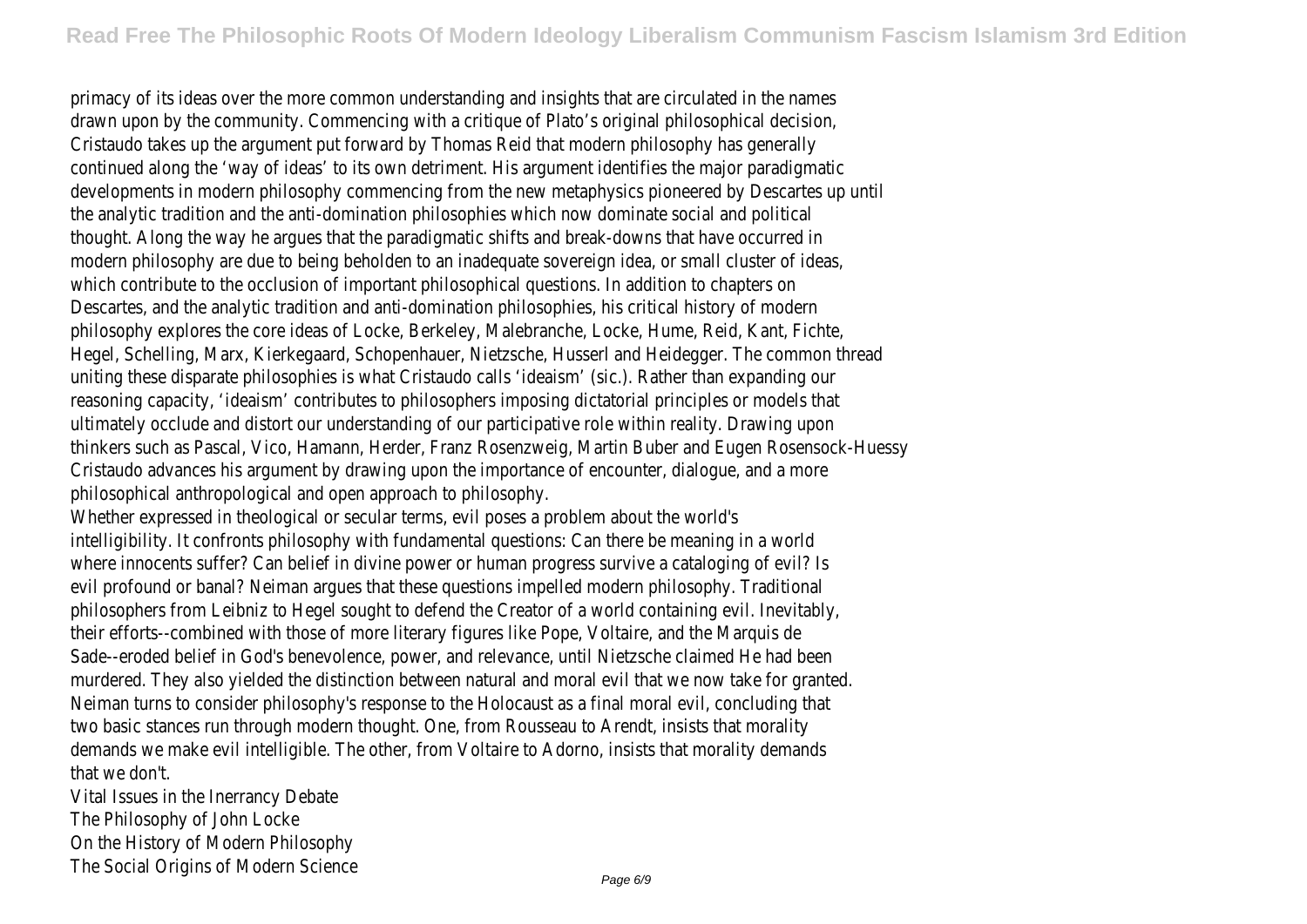primacy of its ideas over the more common understanding and insights that are circulated in the names drawn upon by the community. Commencing with a critique of Plato's original philosophical decision, Cristaudo takes up the argument put forward by Thomas Reid that modern philosophy has generally continued along the 'way of ideas' to its own detriment. His argument identifies the major paradigmatic developments in modern philosophy commencing from the new metaphysics pioneered by Descartes up until the analytic tradition and the anti-domination philosophies which now dominate social and political thought. Along the way he argues that the paradigmatic shifts and break-downs that have occurred in modern philosophy are due to being beholden to an inadequate sovereign idea, or small cluster of ideas, which contribute to the occlusion of important philosophical questions. In addition to chapters on Descartes, and the analytic tradition and anti-domination philosophies, his critical history of modern philosophy explores the core ideas of Locke, Berkeley, Malebranche, Locke, Hume, Reid, Kant, Fichte, Hegel, Schelling, Marx, Kierkegaard, Schopenhauer, Nietzsche, Husserl and Heidegger. The common thread uniting these disparate philosophies is what Cristaudo calls 'ideaism' (sic.). Rather than expanding our reasoning capacity, 'ideaism' contributes to philosophers imposing dictatorial principles or models that ultimately occlude and distort our understanding of our participative role within reality. Drawing upon thinkers such as Pascal, Vico, Hamann, Herder, Franz Rosenzweig, Martin Buber and Eugen Rosensock-Huessy Cristaudo advances his argument by drawing upon the importance of encounter, dialogue, and a more philosophical anthropological and open approach to philosophy.

Whether expressed in theological or secular terms, evil poses a problem about the world's intelligibility. It confronts philosophy with fundamental questions: Can there be meaning in a world where innocents suffer? Can belief in divine power or human progress survive a cataloging of evil? Is evil profound or banal? Neiman argues that these questions impelled modern philosophy. Traditional philosophers from Leibniz to Hegel sought to defend the Creator of a world containing evil. Inevitably, their efforts--combined with those of more literary figures like Pope, Voltaire, and the Marquis de Sade--eroded belief in God's benevolence, power, and relevance, until Nietzsche claimed He had been murdered. They also yielded the distinction between natural and moral evil that we now take for granted. Neiman turns to consider philosophy's response to the Holocaust as a final moral evil, concluding that two basic stances run through modern thought. One, from Rousseau to Arendt, insists that morality demands we make evil intelligible. The other, from Voltaire to Adorno, insists that morality demands that we don't.

Vital Issues in the Inerrancy Debate

The Philosophy of John Locke

On the History of Modern Philosophy

The Social Origins of Modern Science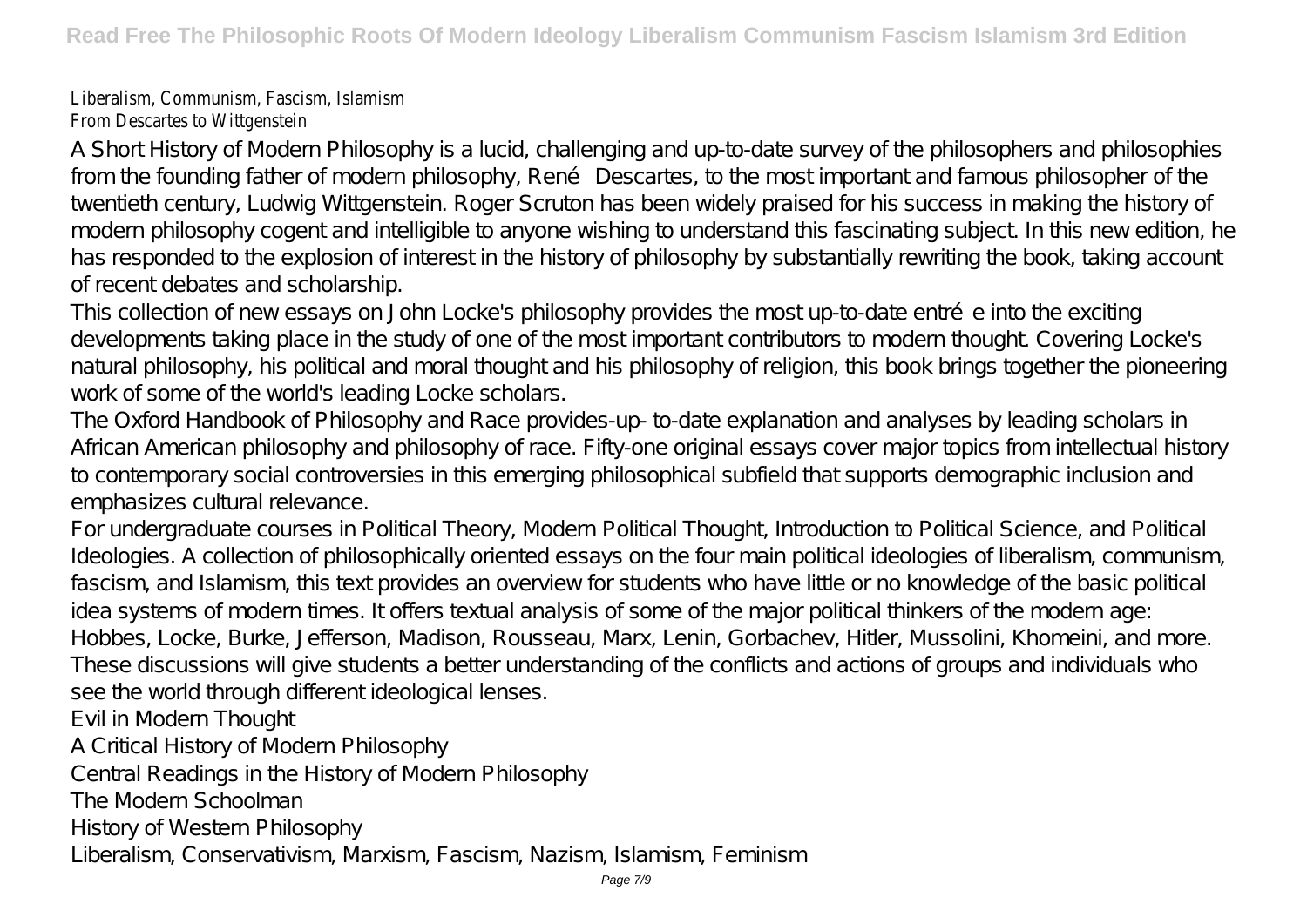Liberalism, Communism, Fascism, Islamism
From Descartes to Wittgenstein

A Short History of Modern Philosophy is a lucid, challenging and up-to-date survey of the philosophers and philosophies from the founding father of modern philosophy, René Descartes, to the most important and famous philosopher of the twentieth century, Ludwig Wittgenstein. Roger Scruton has been widely praised for his success in making the history of modern philosophy cogent and intelligible to anyone wishing to understand this fascinating subject. In this new edition, he has responded to the explosion of interest in the history of philosophy by substantially rewriting the book, taking account of recent debates and scholarship.

This collection of new essays on John Locke's philosophy provides the most up-to-date entrée into the exciting developments taking place in the study of one of the most important contributors to modern thought. Covering Locke's natural philosophy, his political and moral thought and his philosophy of religion, this book brings together the pioneering work of some of the world's leading Locke scholars.

The Oxford Handbook of Philosophy and Race provides-up- to-date explanation and analyses by leading scholars in African American philosophy and philosophy of race. Fifty-one original essays cover major topics from intellectual history to contemporary social controversies in this emerging philosophical subfield that supports demographic inclusion and emphasizes cultural relevance.

For undergraduate courses in Political Theory, Modern Political Thought, Introduction to Political Science, and Political Ideologies. A collection of philosophically oriented essays on the four main political ideologies of liberalism, communism, fascism, and Islamism, this text provides an overview for students who have little or no knowledge of the basic political idea systems of modern times. It offers textual analysis of some of the major political thinkers of the modern age: Hobbes, Locke, Burke, Jefferson, Madison, Rousseau, Marx, Lenin, Gorbachev, Hitler, Mussolini, Khomeini, and more. These discussions will give students a better understanding of the conflicts and actions of groups and individuals who see the world through different ideological lenses.

Evil in Modern Thought

A Critical History of Modern Philosophy

Central Readings in the History of Modern Philosophy

The Modern Schoolman

History of Western Philosophy

Liberalism, Conservativism, Marxism, Fascism, Nazism, Islamism, Feminism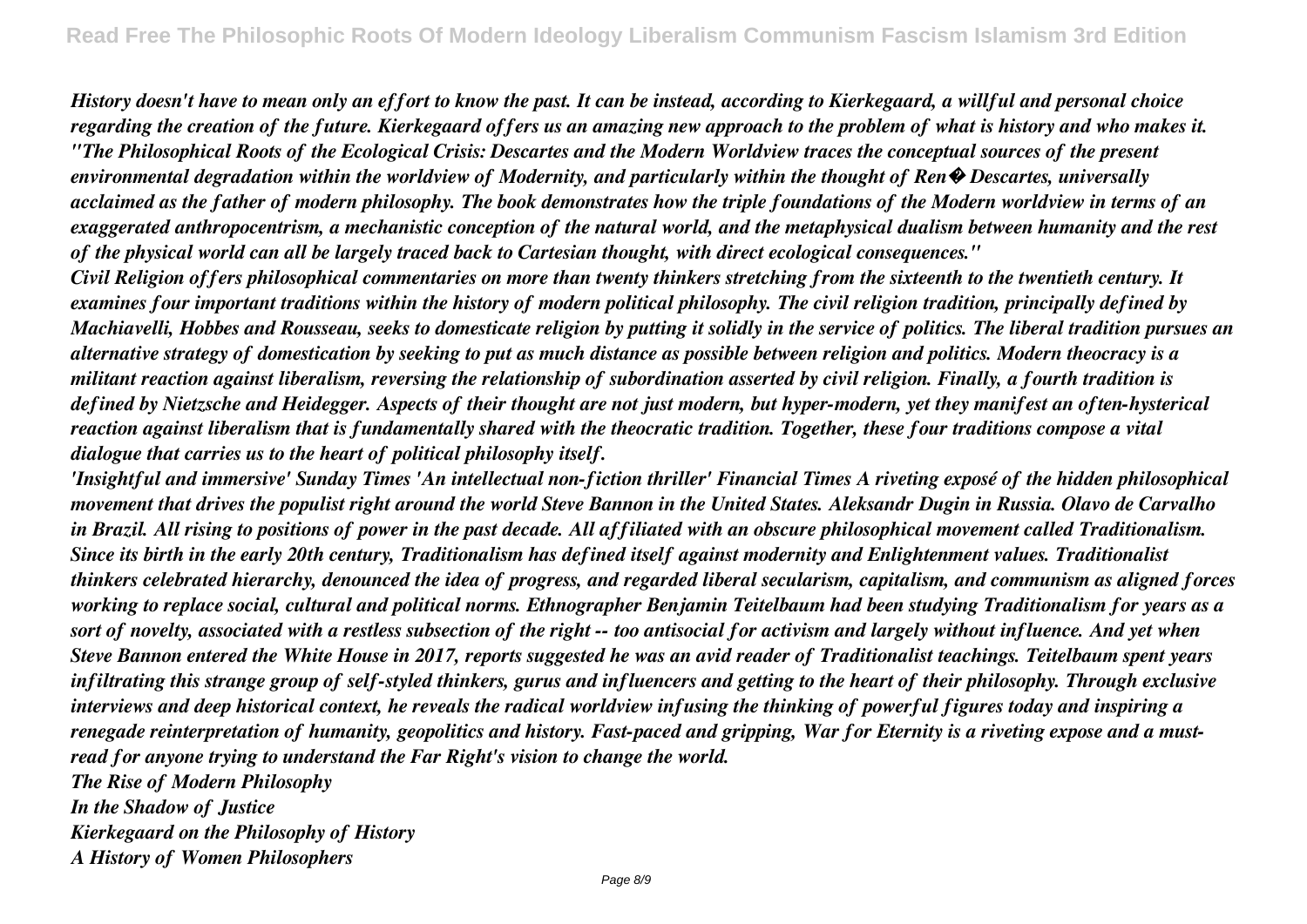*History doesn't have to mean only an effort to know the past. It can be instead, according to Kierkegaard, a willful and personal choice regarding the creation of the future. Kierkegaard offers us an amazing new approach to the problem of what is history and who makes it.*

*"The Philosophical Roots of the Ecological Crisis: Descartes and the Modern Worldview traces the conceptual sources of the present environmental degradation within the worldview of Modernity, and particularly within the thought of Ren� Descartes, universally acclaimed as the father of modern philosophy. The book demonstrates how the triple foundations of the Modern worldview in terms of an exaggerated anthropocentrism, a mechanistic conception of the natural world, and the metaphysical dualism between humanity and the rest of the physical world can all be largely traced back to Cartesian thought, with direct ecological consequences."*

*Civil Religion offers philosophical commentaries on more than twenty thinkers stretching from the sixteenth to the twentieth century. It examines four important traditions within the history of modern political philosophy. The civil religion tradition, principally defined by Machiavelli, Hobbes and Rousseau, seeks to domesticate religion by putting it solidly in the service of politics. The liberal tradition pursues an alternative strategy of domestication by seeking to put as much distance as possible between religion and politics. Modern theocracy is a militant reaction against liberalism, reversing the relationship of subordination asserted by civil religion. Finally, a fourth tradition is defined by Nietzsche and Heidegger. Aspects of their thought are not just modern, but hyper-modern, yet they manifest an often-hysterical reaction against liberalism that is fundamentally shared with the theocratic tradition. Together, these four traditions compose a vital dialogue that carries us to the heart of political philosophy itself.*

*'Insightful and immersive' Sunday Times 'An intellectual non-fiction thriller' Financial Times A riveting exposé of the hidden philosophical movement that drives the populist right around the world Steve Bannon in the United States. Aleksandr Dugin in Russia. Olavo de Carvalho in Brazil. All rising to positions of power in the past decade. All affiliated with an obscure philosophical movement called Traditionalism. Since its birth in the early 20th century, Traditionalism has defined itself against modernity and Enlightenment values. Traditionalist thinkers celebrated hierarchy, denounced the idea of progress, and regarded liberal secularism, capitalism, and communism as aligned forces working to replace social, cultural and political norms. Ethnographer Benjamin Teitelbaum had been studying Traditionalism for years as a sort of novelty, associated with a restless subsection of the right -- too antisocial for activism and largely without influence. And yet when Steve Bannon entered the White House in 2017, reports suggested he was an avid reader of Traditionalist teachings. Teitelbaum spent years infiltrating this strange group of self-styled thinkers, gurus and influencers and getting to the heart of their philosophy. Through exclusive interviews and deep historical context, he reveals the radical worldview infusing the thinking of powerful figures today and inspiring a renegade reinterpretation of humanity, geopolitics and history. Fast-paced and gripping, War for Eternity is a riveting expose and a must-read for anyone trying to understand the Far Right's vision to change the world.*

*The Rise of Modern Philosophy*

*In the Shadow of Justice*

*Kierkegaard on the Philosophy of History*

*A History of Women Philosophers*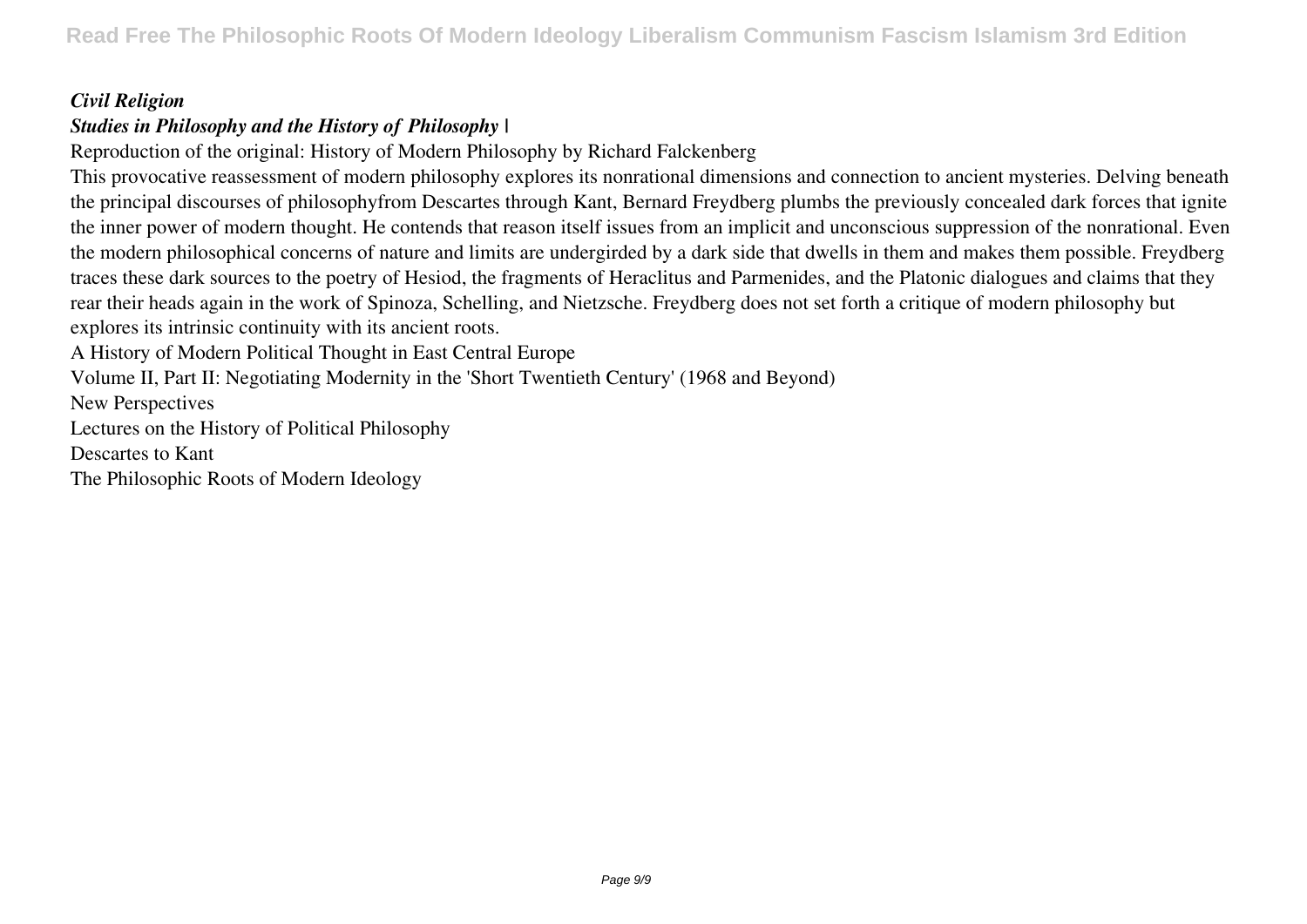***Civil Religion***

***Studies in Philosophy and the History of Philosophy |***

Reproduction of the original: History of Modern Philosophy by Richard Falckenberg

This provocative reassessment of modern philosophy explores its nonrational dimensions and connection to ancient mysteries. Delving beneath the principal discourses of philosophyfrom Descartes through Kant, Bernard Freydberg plumbs the previously concealed dark forces that ignite the inner power of modern thought. He contends that reason itself issues from an implicit and unconscious suppression of the nonrational. Even the modern philosophical concerns of nature and limits are undergirded by a dark side that dwells in them and makes them possible. Freydberg traces these dark sources to the poetry of Hesiod, the fragments of Heraclitus and Parmenides, and the Platonic dialogues and claims that they rear their heads again in the work of Spinoza, Schelling, and Nietzsche. Freydberg does not set forth a critique of modern philosophy but explores its intrinsic continuity with its ancient roots.

A History of Modern Political Thought in East Central Europe

Volume II, Part II: Negotiating Modernity in the 'Short Twentieth Century' (1968 and Beyond)

New Perspectives

Lectures on the History of Political Philosophy

Descartes to Kant

The Philosophic Roots of Modern Ideology